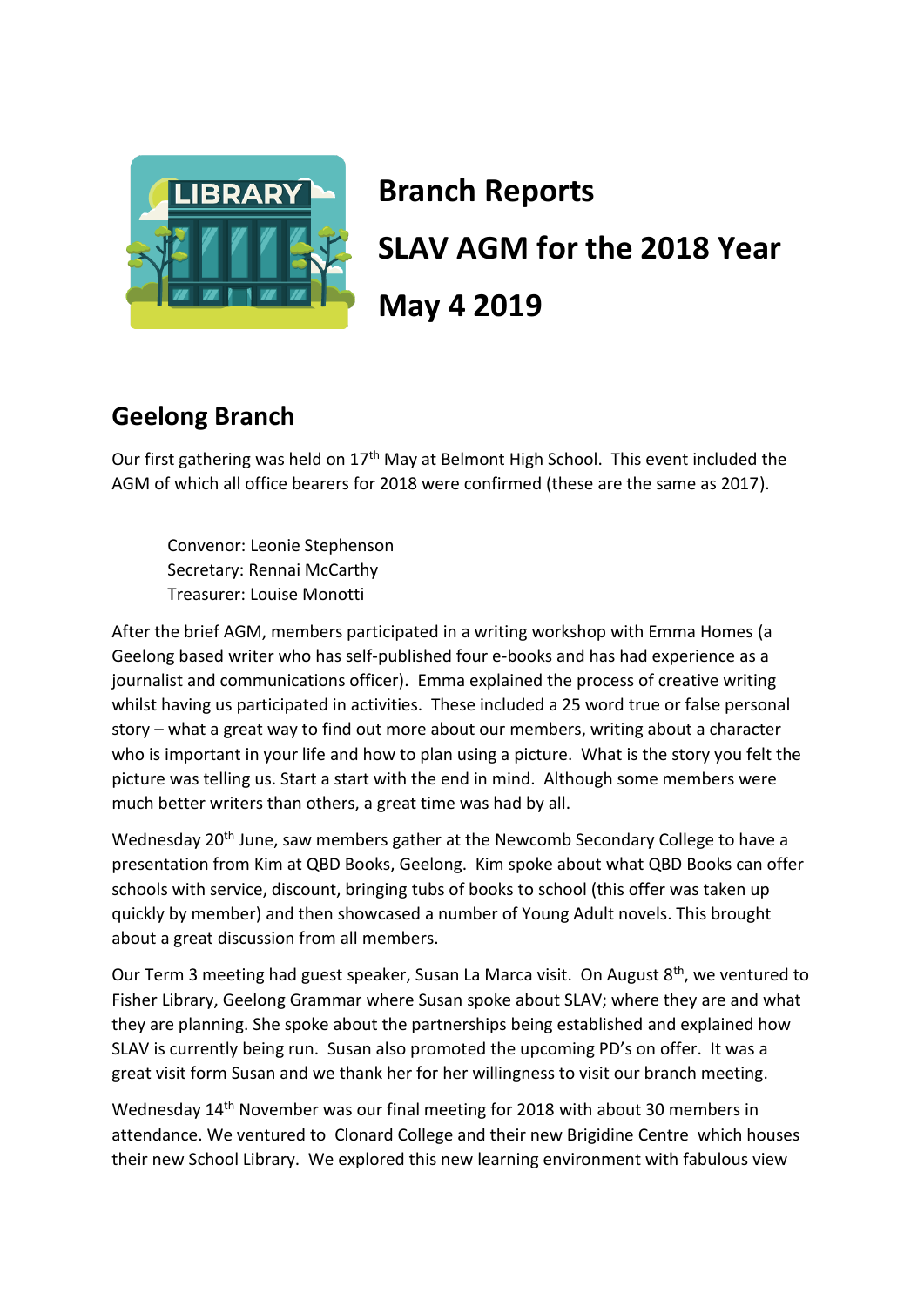# Branch Reports

# SLAV AGM for the 2018 Year

# May 4 2019

## Geelong Branch

Our first gathering was held on 17th May at Belmont High School. This event included the AGM of which all office bearers for 2018 were confirmed (these are the same as 2017).

> Convenor: Leonie Stephenson
> Secretary: Rennai McCarthy
> Treasurer: Louise Monotti

After the brief AGM, members participated in a writing workshop with Emma Homes (a Geelong based writer who has self-published four e-books and has had experience as a journalist and communications officer). Emma explained the process of creative writing whilst having us participated in activities. These included a 25 word true or false personal story – what a great way to find out more about our members, writing about a character who is important in your life and how to plan using a picture. What is the story you felt the picture was telling us. Start a start with the end in mind. Although some members were much better writers than others, a great time was had by all.

Wednesday 20th June, saw members gather at the Newcomb Secondary College to have a presentation from Kim at QBD Books, Geelong. Kim spoke about what QBD Books can offer schools with service, discount, bringing tubs of books to school (this offer was taken up quickly by member) and then showcased a number of Young Adult novels. This brought about a great discussion from all members.

Our Term 3 meeting had guest speaker, Susan La Marca visit. On August 8th, we ventured to Fisher Library, Geelong Grammar where Susan spoke about SLAV; where they are and what they are planning. She spoke about the partnerships being established and explained how SLAV is currently being run. Susan also promoted the upcoming PD's on offer. It was a great visit form Susan and we thank her for her willingness to visit our branch meeting.

Wednesday 14th November was our final meeting for 2018 with about 30 members in attendance. We ventured to Clonard College and their new Brigidine Centre which houses their new School Library. We explored this new learning environment with fabulous view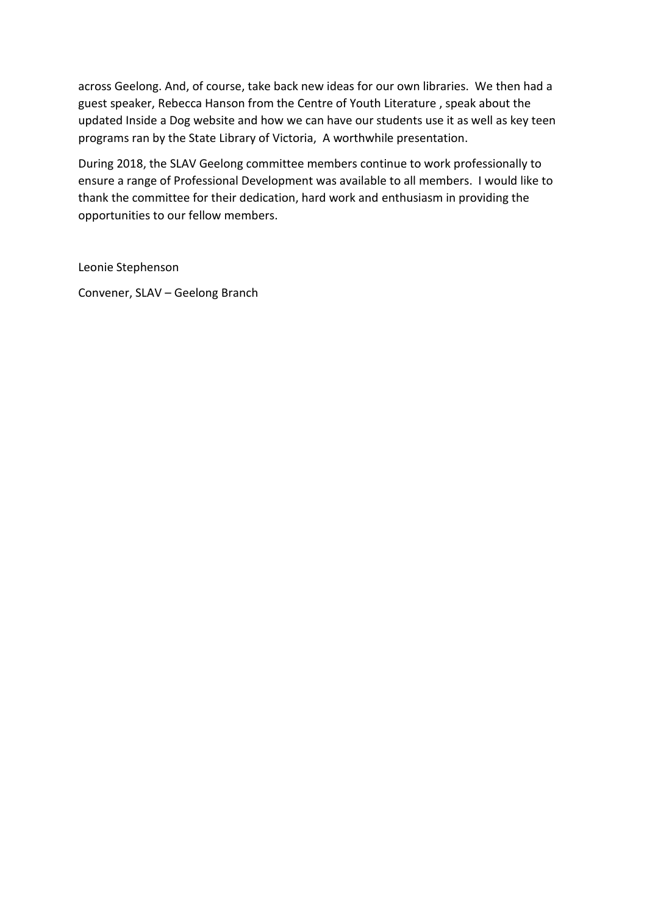across Geelong. And, of course, take back new ideas for our own libraries. We then had a guest speaker, Rebecca Hanson from the Centre of Youth Literature , speak about the updated Inside a Dog website and how we can have our students use it as well as key teen programs ran by the State Library of Victoria, A worthwhile presentation.

During 2018, the SLAV Geelong committee members continue to work professionally to ensure a range of Professional Development was available to all members. I would like to thank the committee for their dedication, hard work and enthusiasm in providing the opportunities to our fellow members.

Leonie Stephenson

Convener, SLAV – Geelong Branch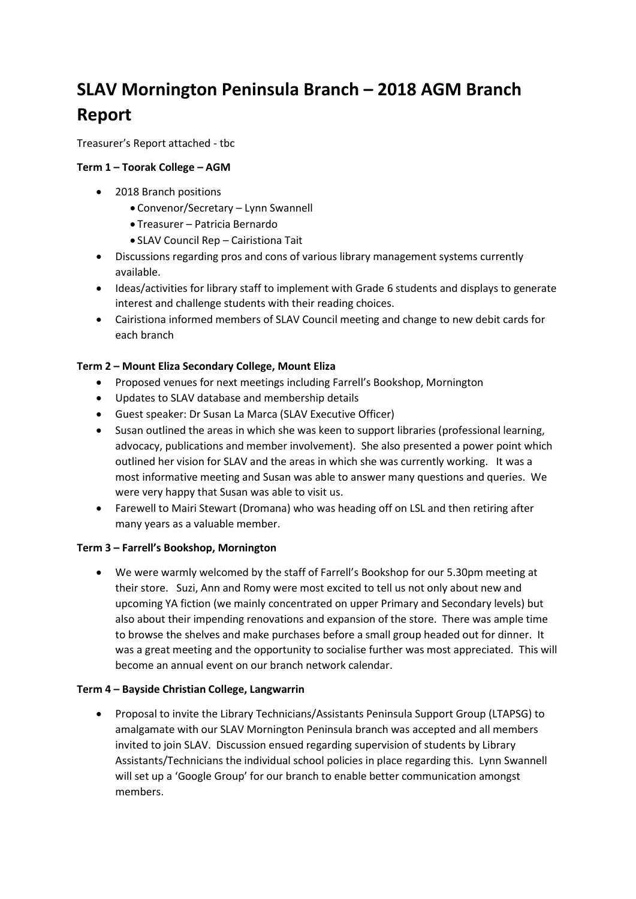# SLAV Mornington Peninsula Branch – 2018 AGM Branch Report

Treasurer's Report attached - tbc

**Term 1 – Toorak College – AGM**

- 2018 Branch positions
    - Convenor/Secretary – Lynn Swannell
    - Treasurer – Patricia Bernardo
    - SLAV Council Rep – Cairistiona Tait
- Discussions regarding pros and cons of various library management systems currently available.
- Ideas/activities for library staff to implement with Grade 6 students and displays to generate interest and challenge students with their reading choices.
- Cairistiona informed members of SLAV Council meeting and change to new debit cards for each branch

**Term 2 – Mount Eliza Secondary College, Mount Eliza**

- Proposed venues for next meetings including Farrell's Bookshop, Mornington
- Updates to SLAV database and membership details
- Guest speaker: Dr Susan La Marca (SLAV Executive Officer)
- Susan outlined the areas in which she was keen to support libraries (professional learning, advocacy, publications and member involvement). She also presented a power point which outlined her vision for SLAV and the areas in which she was currently working. It was a most informative meeting and Susan was able to answer many questions and queries. We were very happy that Susan was able to visit us.
- Farewell to Mairi Stewart (Dromana) who was heading off on LSL and then retiring after many years as a valuable member.

**Term 3 – Farrell's Bookshop, Mornington**

- We were warmly welcomed by the staff of Farrell's Bookshop for our 5.30pm meeting at their store. Suzi, Ann and Romy were most excited to tell us not only about new and upcoming YA fiction (we mainly concentrated on upper Primary and Secondary levels) but also about their impending renovations and expansion of the store. There was ample time to browse the shelves and make purchases before a small group headed out for dinner. It was a great meeting and the opportunity to socialise further was most appreciated. This will become an annual event on our branch network calendar.

**Term 4 – Bayside Christian College, Langwarrin**

- Proposal to invite the Library Technicians/Assistants Peninsula Support Group (LTAPSG) to amalgamate with our SLAV Mornington Peninsula branch was accepted and all members invited to join SLAV. Discussion ensued regarding supervision of students by Library Assistants/Technicians the individual school policies in place regarding this. Lynn Swannell will set up a 'Google Group' for our branch to enable better communication amongst members.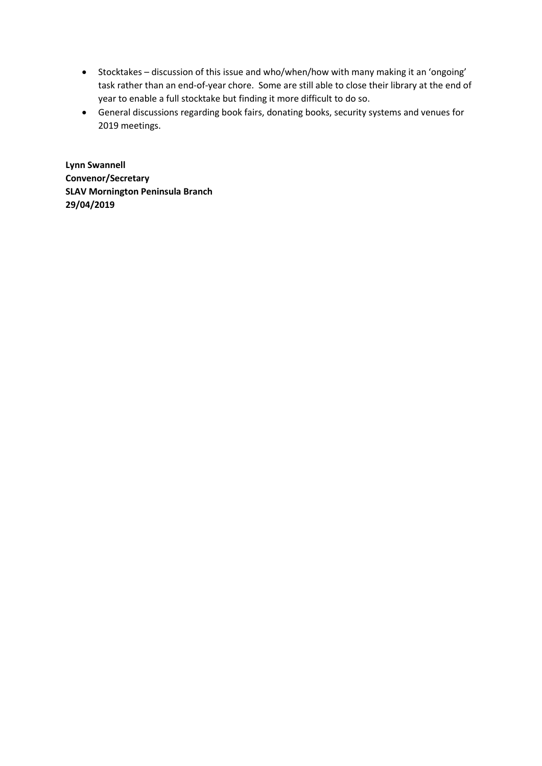- Stocktakes – discussion of this issue and who/when/how with many making it an 'ongoing' task rather than an end-of-year chore. Some are still able to close their library at the end of year to enable a full stocktake but finding it more difficult to do so.
- General discussions regarding book fairs, donating books, security systems and venues for 2019 meetings.

**Lynn Swannell**
**Convenor/Secretary**
**SLAV Mornington Peninsula Branch**
**29/04/2019**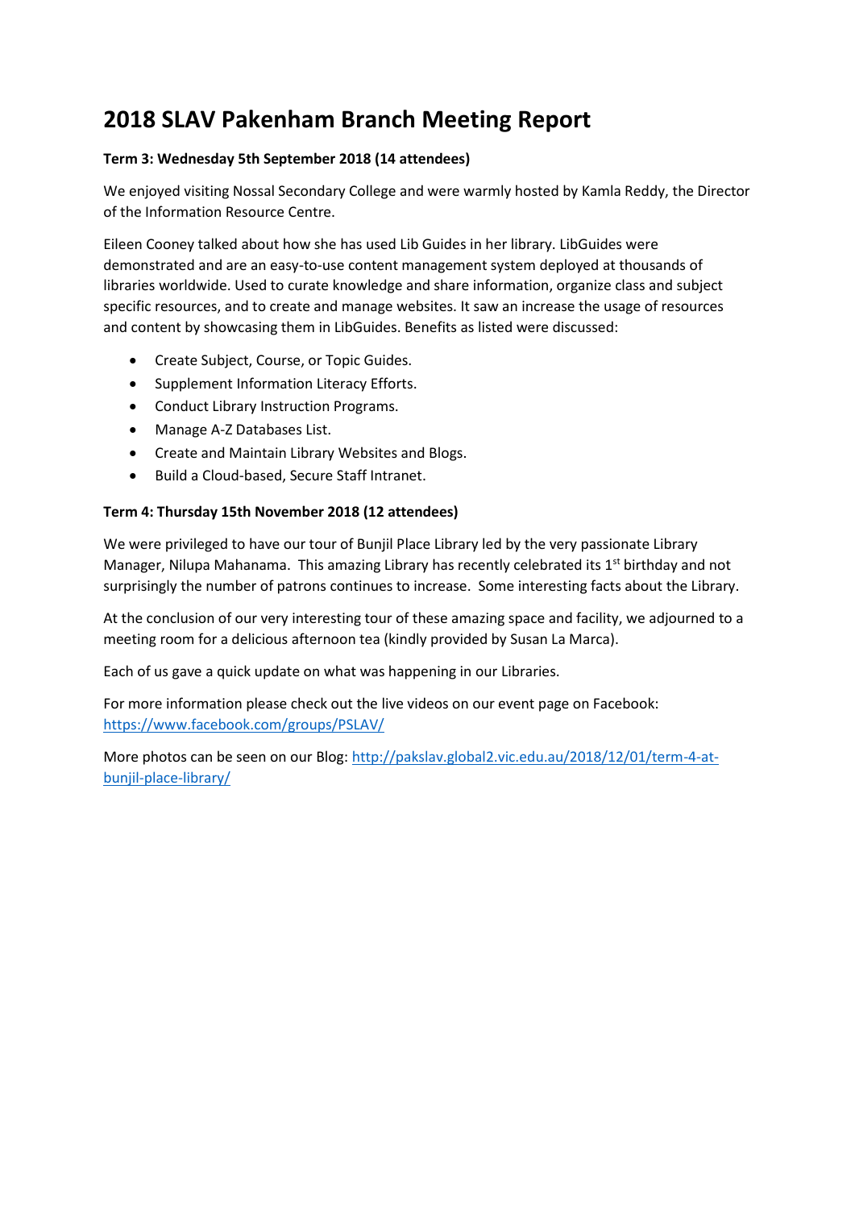# 2018 SLAV Pakenham Branch Meeting Report

**Term 3: Wednesday 5th September 2018 (14 attendees)**

We enjoyed visiting Nossal Secondary College and were warmly hosted by Kamla Reddy, the Director of the Information Resource Centre.

Eileen Cooney talked about how she has used Lib Guides in her library. LibGuides were demonstrated and are an easy-to-use content management system deployed at thousands of libraries worldwide. Used to curate knowledge and share information, organize class and subject specific resources, and to create and manage websites. It saw an increase the usage of resources and content by showcasing them in LibGuides. Benefits as listed were discussed:

- Create Subject, Course, or Topic Guides.
- Supplement Information Literacy Efforts.
- Conduct Library Instruction Programs.
- Manage A-Z Databases List.
- Create and Maintain Library Websites and Blogs.
- Build a Cloud-based, Secure Staff Intranet.

**Term 4: Thursday 15th November 2018 (12 attendees)**

We were privileged to have our tour of Bunjil Place Library led by the very passionate Library Manager, Nilupa Mahanama. This amazing Library has recently celebrated its 1st birthday and not surprisingly the number of patrons continues to increase. Some interesting facts about the Library.

At the conclusion of our very interesting tour of these amazing space and facility, we adjourned to a meeting room for a delicious afternoon tea (kindly provided by Susan La Marca).

Each of us gave a quick update on what was happening in our Libraries.

For more information please check out the live videos on our event page on Facebook: https://www.facebook.com/groups/PSLAV/

More photos can be seen on our Blog: http://pakslav.global2.vic.edu.au/2018/12/01/term-4-at-bunjil-place-library/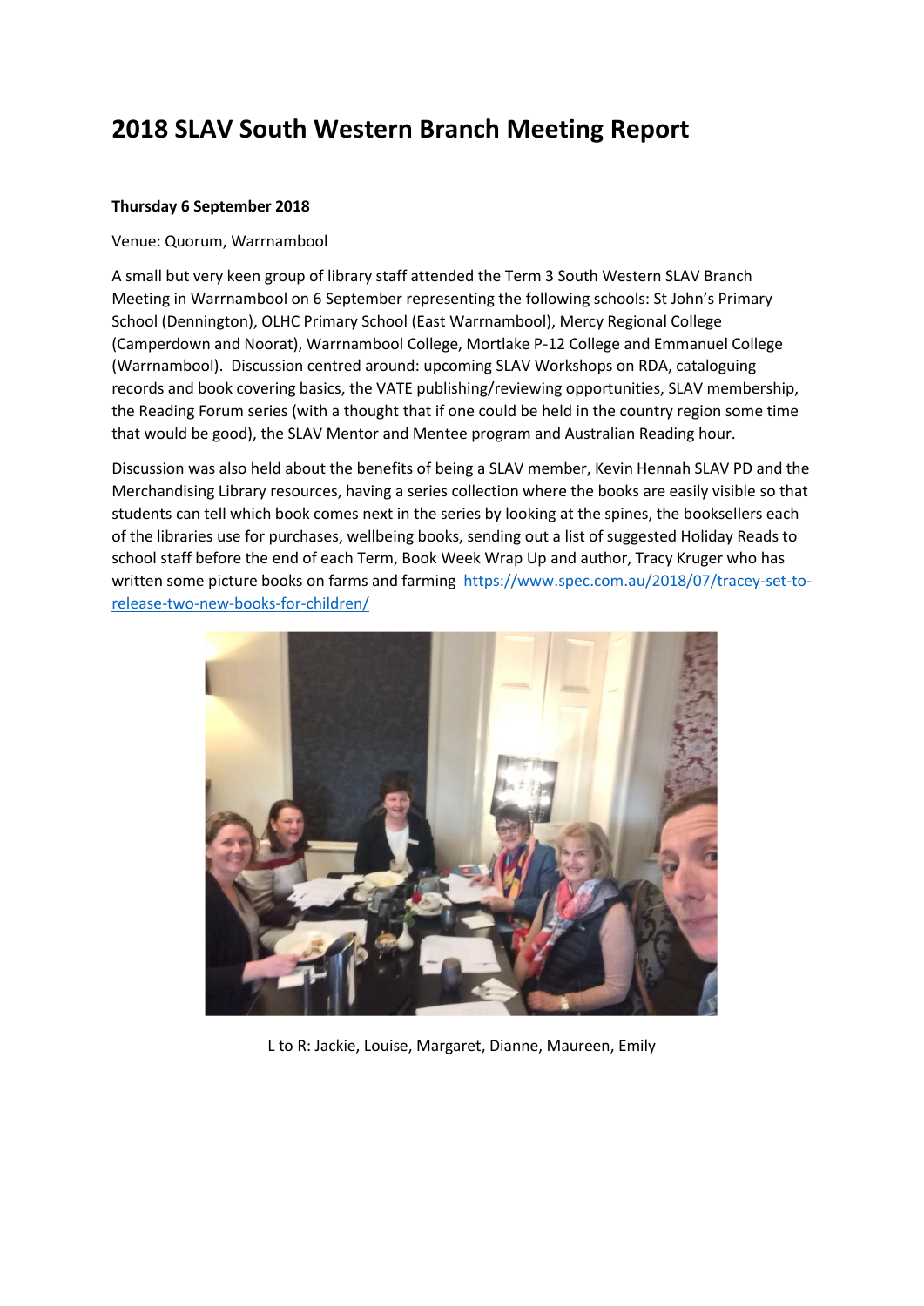# 2018 SLAV South Western Branch Meeting Report

**Thursday 6 September 2018**

Venue: Quorum, Warrnambool

A small but very keen group of library staff attended the Term 3 South Western SLAV Branch Meeting in Warrnambool on 6 September representing the following schools: St John's Primary School (Dennington), OLHC Primary School (East Warrnambool), Mercy Regional College (Camperdown and Noorat), Warrnambool College, Mortlake P-12 College and Emmanuel College (Warrnambool). Discussion centred around: upcoming SLAV Workshops on RDA, cataloguing records and book covering basics, the VATE publishing/reviewing opportunities, SLAV membership, the Reading Forum series (with a thought that if one could be held in the country region some time that would be good), the SLAV Mentor and Mentee program and Australian Reading hour.

Discussion was also held about the benefits of being a SLAV member, Kevin Hennah SLAV PD and the Merchandising Library resources, having a series collection where the books are easily visible so that students can tell which book comes next in the series by looking at the spines, the booksellers each of the libraries use for purchases, wellbeing books, sending out a list of suggested Holiday Reads to school staff before the end of each Term, Book Week Wrap Up and author, Tracy Kruger who has written some picture books on farms and farming https://www.spec.com.au/2018/07/tracey-set-to-release-two-new-books-for-children/

L to R: Jackie, Louise, Margaret, Dianne, Maureen, Emily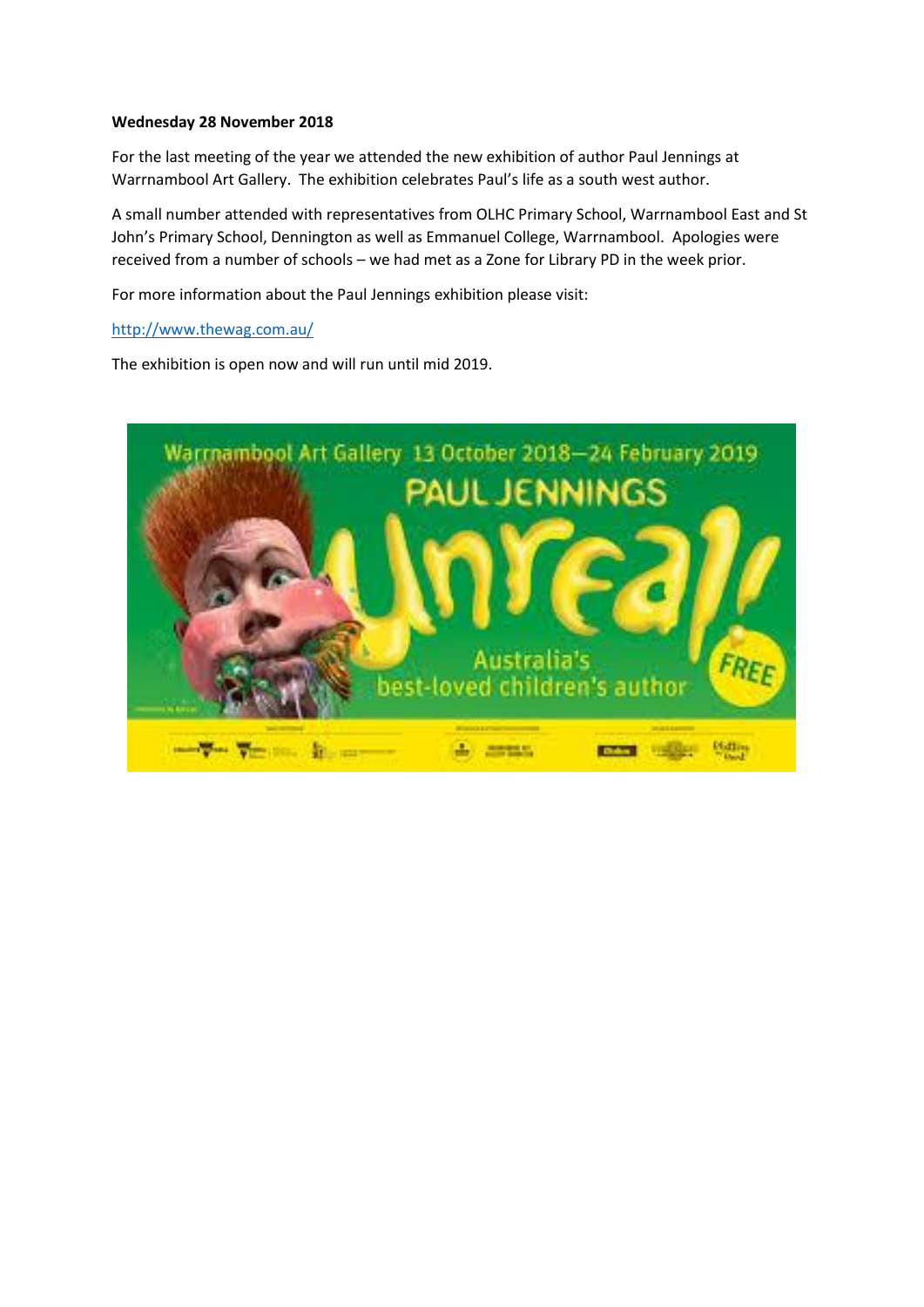**Wednesday 28 November 2018**

For the last meeting of the year we attended the new exhibition of author Paul Jennings at Warrnambool Art Gallery. The exhibition celebrates Paul's life as a south west author.

A small number attended with representatives from OLHC Primary School, Warrnambool East and St John's Primary School, Dennington as well as Emmanuel College, Warrnambool. Apologies were received from a number of schools – we had met as a Zone for Library PD in the week prior.

For more information about the Paul Jennings exhibition please visit:

http://www.thewag.com.au/

The exhibition is open now and will run until mid 2019.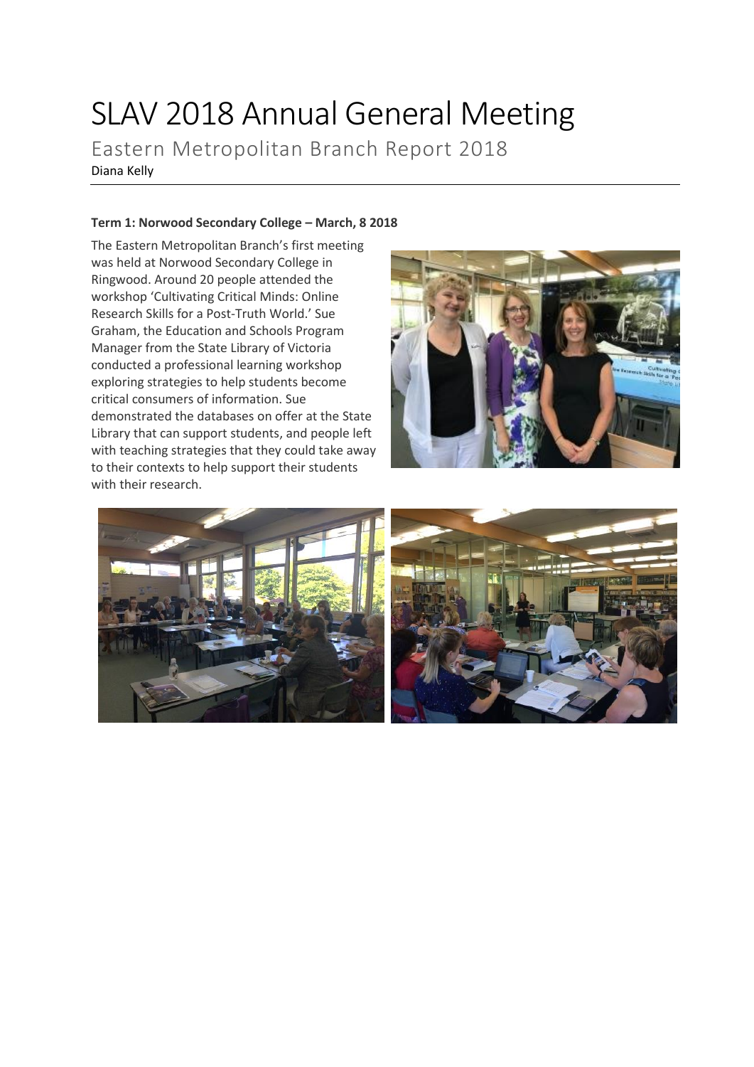# SLAV 2018 Annual General Meeting

## Eastern Metropolitan Branch Report 2018

Diana Kelly

**Term 1: Norwood Secondary College – March, 8 2018**

The Eastern Metropolitan Branch's first meeting was held at Norwood Secondary College in Ringwood. Around 20 people attended the workshop 'Cultivating Critical Minds: Online Research Skills for a Post-Truth World.' Sue Graham, the Education and Schools Program Manager from the State Library of Victoria conducted a professional learning workshop exploring strategies to help students become critical consumers of information. Sue demonstrated the databases on offer at the State Library that can support students, and people left with teaching strategies that they could take away to their contexts to help support their students with their research.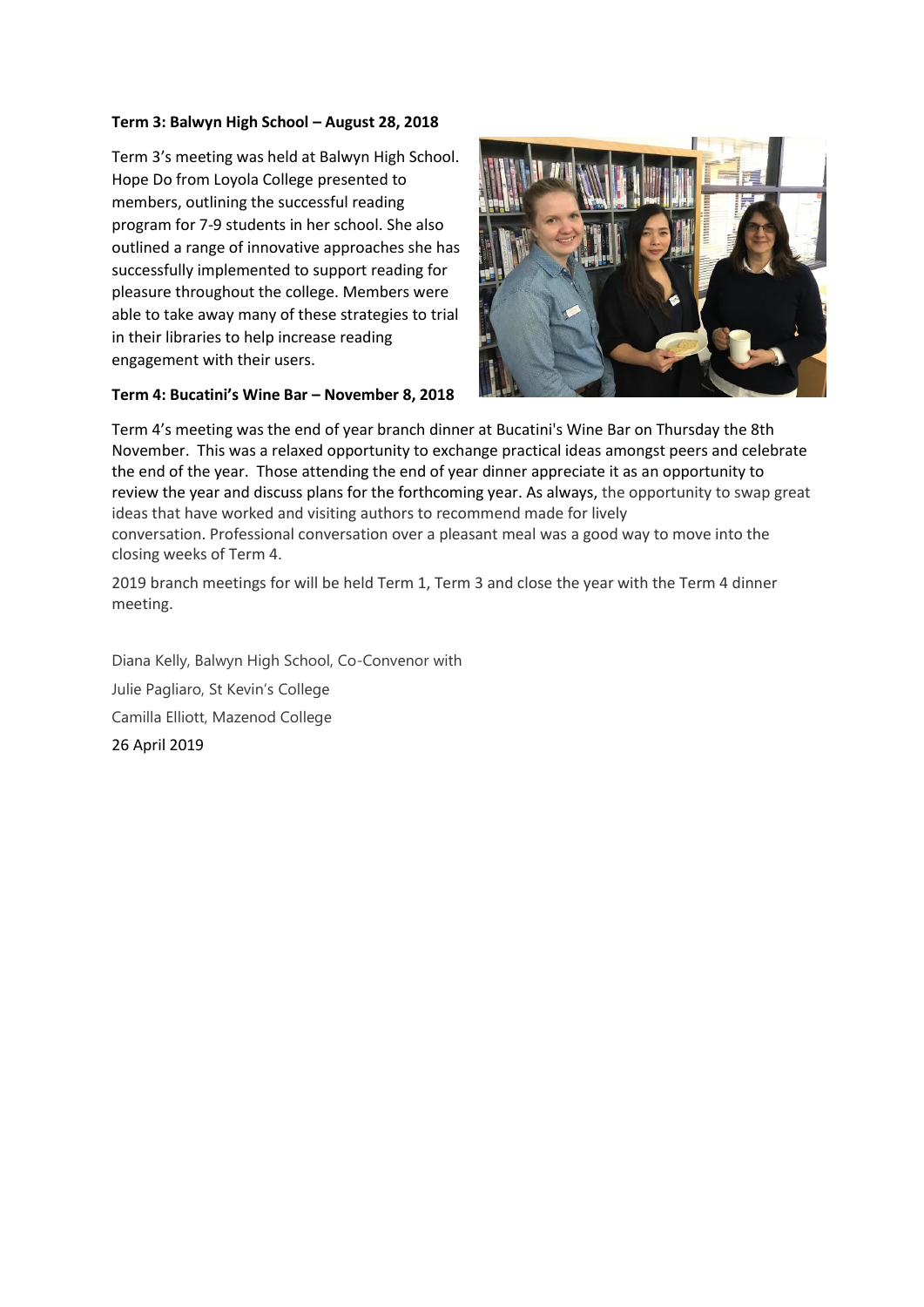**Term 3: Balwyn High School – August 28, 2018**

Term 3's meeting was held at Balwyn High School. Hope Do from Loyola College presented to members, outlining the successful reading program for 7-9 students in her school. She also outlined a range of innovative approaches she has successfully implemented to support reading for pleasure throughout the college. Members were able to take away many of these strategies to trial in their libraries to help increase reading engagement with their users.

**Term 4: Bucatini's Wine Bar – November 8, 2018**

Term 4's meeting was the end of year branch dinner at Bucatini's Wine Bar on Thursday the 8th November. This was a relaxed opportunity to exchange practical ideas amongst peers and celebrate the end of the year. Those attending the end of year dinner appreciate it as an opportunity to review the year and discuss plans for the forthcoming year. As always, the opportunity to swap great ideas that have worked and visiting authors to recommend made for lively conversation. Professional conversation over a pleasant meal was a good way to move into the closing weeks of Term 4.

2019 branch meetings for will be held Term 1, Term 3 and close the year with the Term 4 dinner meeting.

Diana Kelly, Balwyn High School, Co-Convenor with

Julie Pagliaro, St Kevin's College

Camilla Elliott, Mazenod College

26 April 2019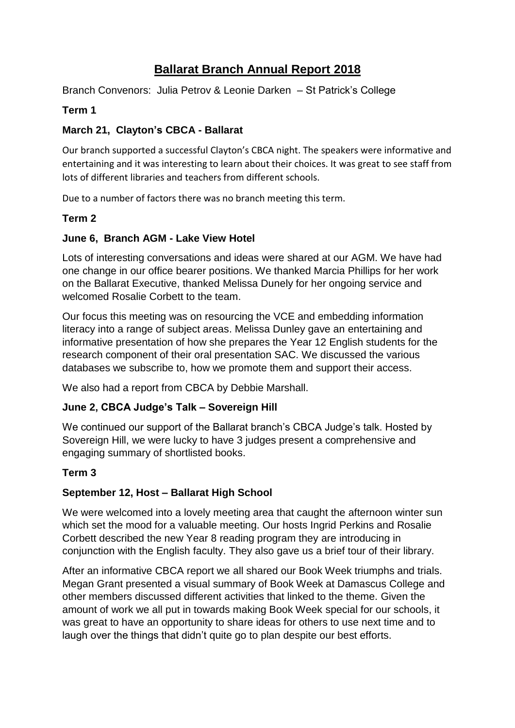# Ballarat Branch Annual Report 2018

Branch Convenors: Julia Petrov & Leonie Darken – St Patrick's College

**Term 1**

**March 21, Clayton's CBCA - Ballarat**

Our branch supported a successful Clayton's CBCA night. The speakers were informative and entertaining and it was interesting to learn about their choices. It was great to see staff from lots of different libraries and teachers from different schools.

Due to a number of factors there was no branch meeting this term.

**Term 2**

**June 6, Branch AGM - Lake View Hotel**

Lots of interesting conversations and ideas were shared at our AGM. We have had one change in our office bearer positions. We thanked Marcia Phillips for her work on the Ballarat Executive, thanked Melissa Dunely for her ongoing service and welcomed Rosalie Corbett to the team.

Our focus this meeting was on resourcing the VCE and embedding information literacy into a range of subject areas. Melissa Dunley gave an entertaining and informative presentation of how she prepares the Year 12 English students for the research component of their oral presentation SAC. We discussed the various databases we subscribe to, how we promote them and support their access.

We also had a report from CBCA by Debbie Marshall.

**June 2, CBCA Judge's Talk – Sovereign Hill**

We continued our support of the Ballarat branch's CBCA Judge's talk. Hosted by Sovereign Hill, we were lucky to have 3 judges present a comprehensive and engaging summary of shortlisted books.

**Term 3**

**September 12, Host – Ballarat High School**

We were welcomed into a lovely meeting area that caught the afternoon winter sun which set the mood for a valuable meeting. Our hosts Ingrid Perkins and Rosalie Corbett described the new Year 8 reading program they are introducing in conjunction with the English faculty. They also gave us a brief tour of their library.

After an informative CBCA report we all shared our Book Week triumphs and trials. Megan Grant presented a visual summary of Book Week at Damascus College and other members discussed different activities that linked to the theme. Given the amount of work we all put in towards making Book Week special for our schools, it was great to have an opportunity to share ideas for others to use next time and to laugh over the things that didn't quite go to plan despite our best efforts.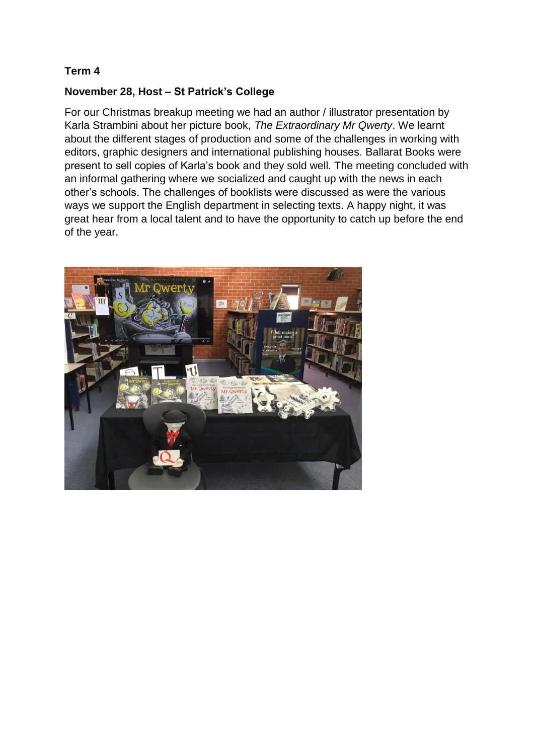**Term 4**

**November 28, Host – St Patrick's College**

For our Christmas breakup meeting we had an author / illustrator presentation by Karla Strambini about her picture book, *The Extraordinary Mr Qwerty*. We learnt about the different stages of production and some of the challenges in working with editors, graphic designers and international publishing houses. Ballarat Books were present to sell copies of Karla's book and they sold well. The meeting concluded with an informal gathering where we socialized and caught up with the news in each other's schools. The challenges of booklists were discussed as were the various ways we support the English department in selecting texts. A happy night, it was great hear from a local talent and to have the opportunity to catch up before the end of the year.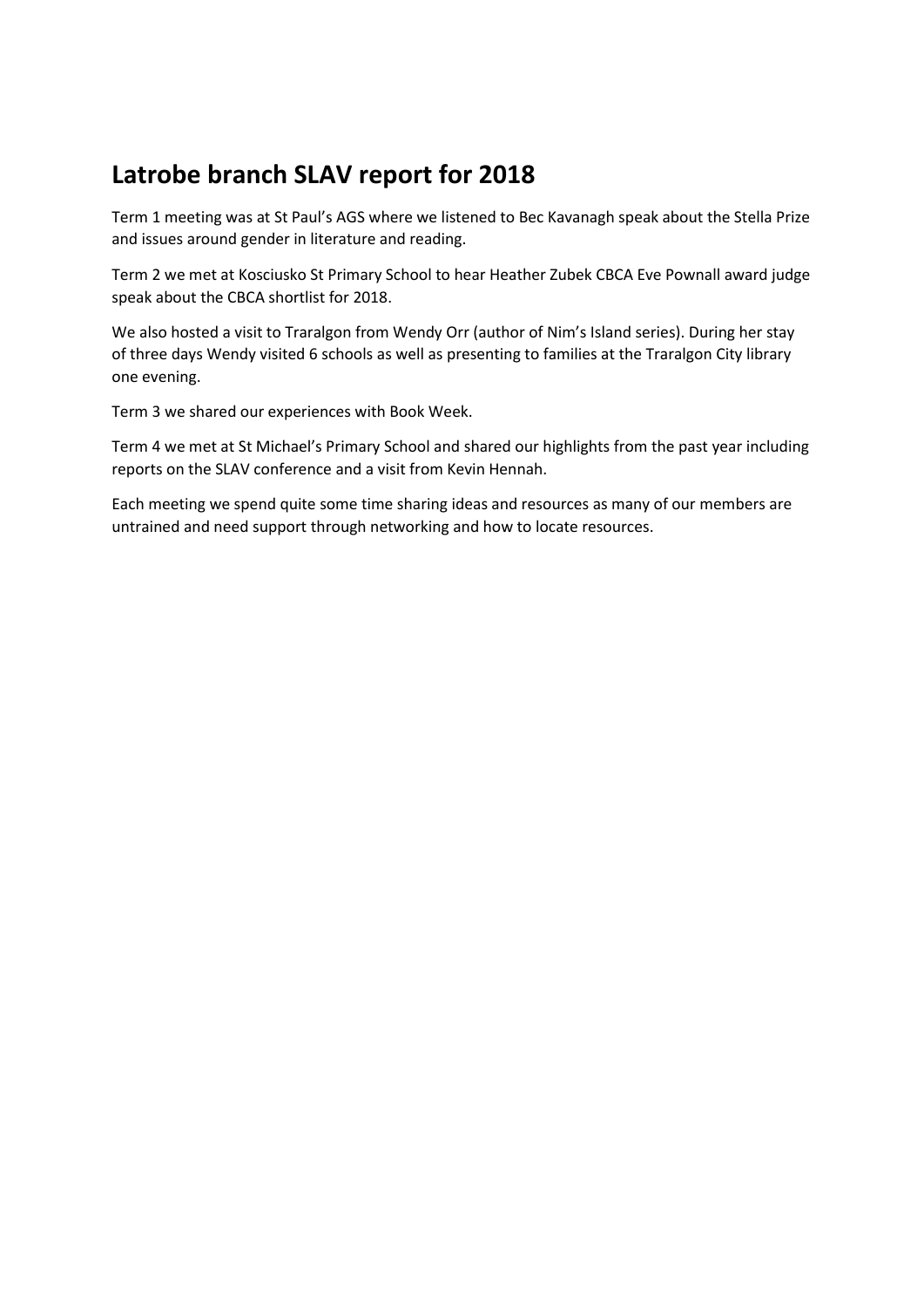## Latrobe branch SLAV report for 2018

Term 1 meeting was at St Paul's AGS where we listened to Bec Kavanagh speak about the Stella Prize and issues around gender in literature and reading.

Term 2 we met at Kosciusko St Primary School to hear Heather Zubek CBCA Eve Pownall award judge speak about the CBCA shortlist for 2018.

We also hosted a visit to Traralgon from Wendy Orr (author of Nim's Island series). During her stay of three days Wendy visited 6 schools as well as presenting to families at the Traralgon City library one evening.

Term 3 we shared our experiences with Book Week.

Term 4 we met at St Michael's Primary School and shared our highlights from the past year including reports on the SLAV conference and a visit from Kevin Hennah.

Each meeting we spend quite some time sharing ideas and resources as many of our members are untrained and need support through networking and how to locate resources.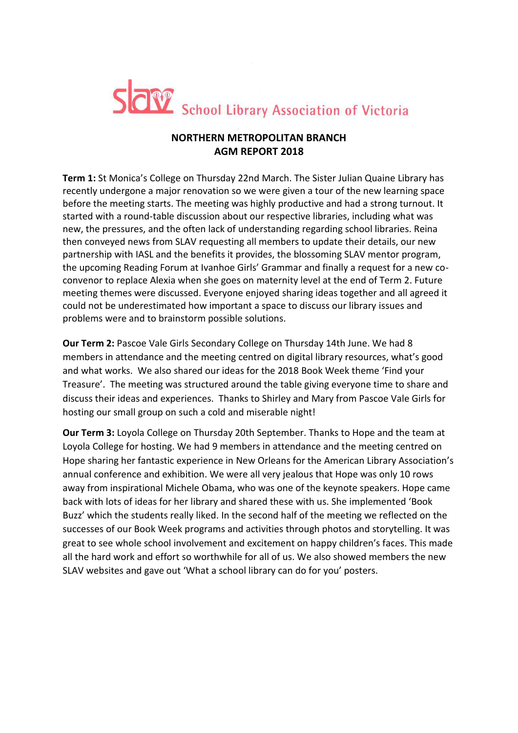School Library Association of Victoria

**NORTHERN METROPOLITAN BRANCH**
**AGM REPORT 2018**

**Term 1:** St Monica's College on Thursday 22nd March. The Sister Julian Quaine Library has recently undergone a major renovation so we were given a tour of the new learning space before the meeting starts. The meeting was highly productive and had a strong turnout. It started with a round-table discussion about our respective libraries, including what was new, the pressures, and the often lack of understanding regarding school libraries. Reina then conveyed news from SLAV requesting all members to update their details, our new partnership with IASL and the benefits it provides, the blossoming SLAV mentor program, the upcoming Reading Forum at Ivanhoe Girls' Grammar and finally a request for a new co-convenor to replace Alexia when she goes on maternity level at the end of Term 2. Future meeting themes were discussed. Everyone enjoyed sharing ideas together and all agreed it could not be underestimated how important a space to discuss our library issues and problems were and to brainstorm possible solutions.

**Our Term 2:** Pascoe Vale Girls Secondary College on Thursday 14th June. We had 8 members in attendance and the meeting centred on digital library resources, what's good and what works. We also shared our ideas for the 2018 Book Week theme 'Find your Treasure'. The meeting was structured around the table giving everyone time to share and discuss their ideas and experiences. Thanks to Shirley and Mary from Pascoe Vale Girls for hosting our small group on such a cold and miserable night!

**Our Term 3:** Loyola College on Thursday 20th September. Thanks to Hope and the team at Loyola College for hosting. We had 9 members in attendance and the meeting centred on Hope sharing her fantastic experience in New Orleans for the American Library Association's annual conference and exhibition. We were all very jealous that Hope was only 10 rows away from inspirational Michele Obama, who was one of the keynote speakers. Hope came back with lots of ideas for her library and shared these with us. She implemented 'Book Buzz' which the students really liked. In the second half of the meeting we reflected on the successes of our Book Week programs and activities through photos and storytelling. It was great to see whole school involvement and excitement on happy children's faces. This made all the hard work and effort so worthwhile for all of us. We also showed members the new SLAV websites and gave out 'What a school library can do for you' posters.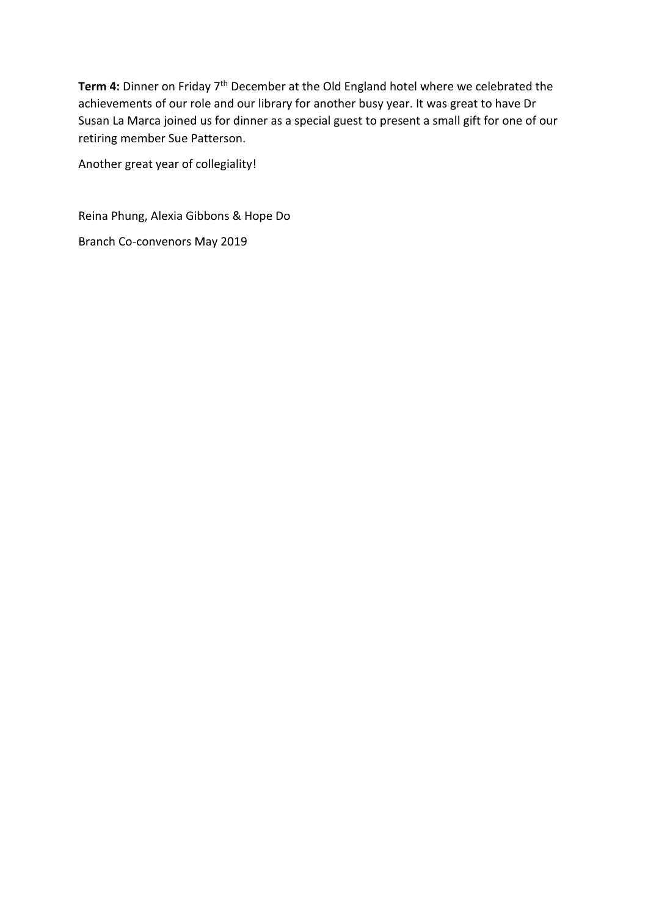**Term 4:** Dinner on Friday 7th December at the Old England hotel where we celebrated the achievements of our role and our library for another busy year. It was great to have Dr Susan La Marca joined us for dinner as a special guest to present a small gift for one of our retiring member Sue Patterson.

Another great year of collegiality!

Reina Phung, Alexia Gibbons & Hope Do

Branch Co-convenors May 2019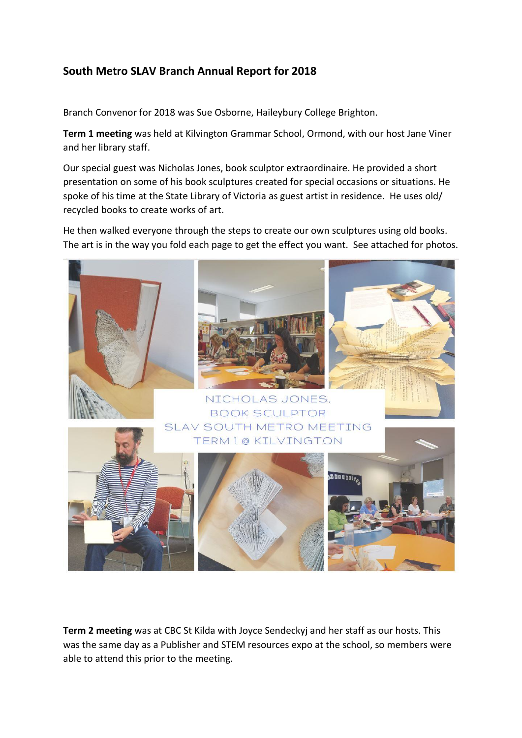## South Metro SLAV Branch Annual Report for 2018

Branch Convenor for 2018 was Sue Osborne, Haileybury College Brighton.

**Term 1 meeting** was held at Kilvington Grammar School, Ormond, with our host Jane Viner and her library staff.

Our special guest was Nicholas Jones, book sculptor extraordinaire. He provided a short presentation on some of his book sculptures created for special occasions or situations. He spoke of his time at the State Library of Victoria as guest artist in residence. He uses old/ recycled books to create works of art.

He then walked everyone through the steps to create our own sculptures using old books. The art is in the way you fold each page to get the effect you want. See attached for photos.

NICHOLAS JONES, BOOK SCULPTOR
SLAV SOUTH METRO MEETING
TERM 1 @ KILVINGTON

**Term 2 meeting** was at CBC St Kilda with Joyce Sendeckyj and her staff as our hosts. This was the same day as a Publisher and STEM resources expo at the school, so members were able to attend this prior to the meeting.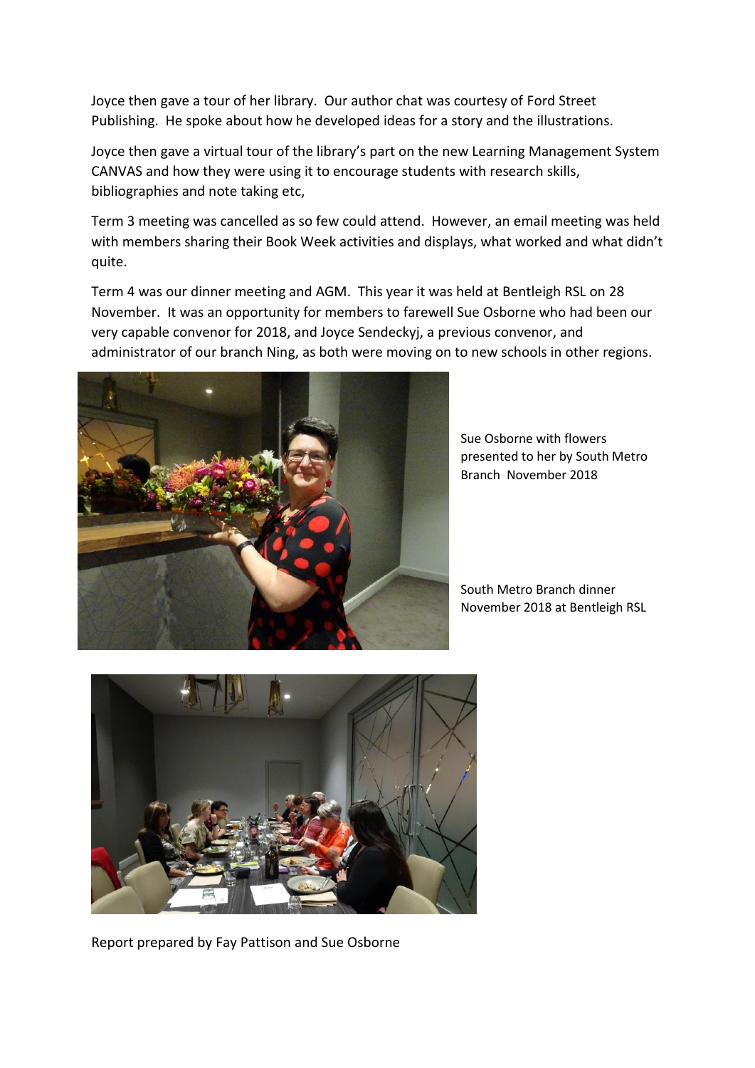Joyce then gave a tour of her library. Our author chat was courtesy of Ford Street Publishing. He spoke about how he developed ideas for a story and the illustrations.

Joyce then gave a virtual tour of the library's part on the new Learning Management System CANVAS and how they were using it to encourage students with research skills, bibliographies and note taking etc,

Term 3 meeting was cancelled as so few could attend. However, an email meeting was held with members sharing their Book Week activities and displays, what worked and what didn't quite.

Term 4 was our dinner meeting and AGM. This year it was held at Bentleigh RSL on 28 November. It was an opportunity for members to farewell Sue Osborne who had been our very capable convenor for 2018, and Joyce Sendeckyj, a previous convenor, and administrator of our branch Ning, as both were moving on to new schools in other regions.

Sue Osborne with flowers presented to her by South Metro Branch November 2018

South Metro Branch dinner November 2018 at Bentleigh RSL

Report prepared by Fay Pattison and Sue Osborne